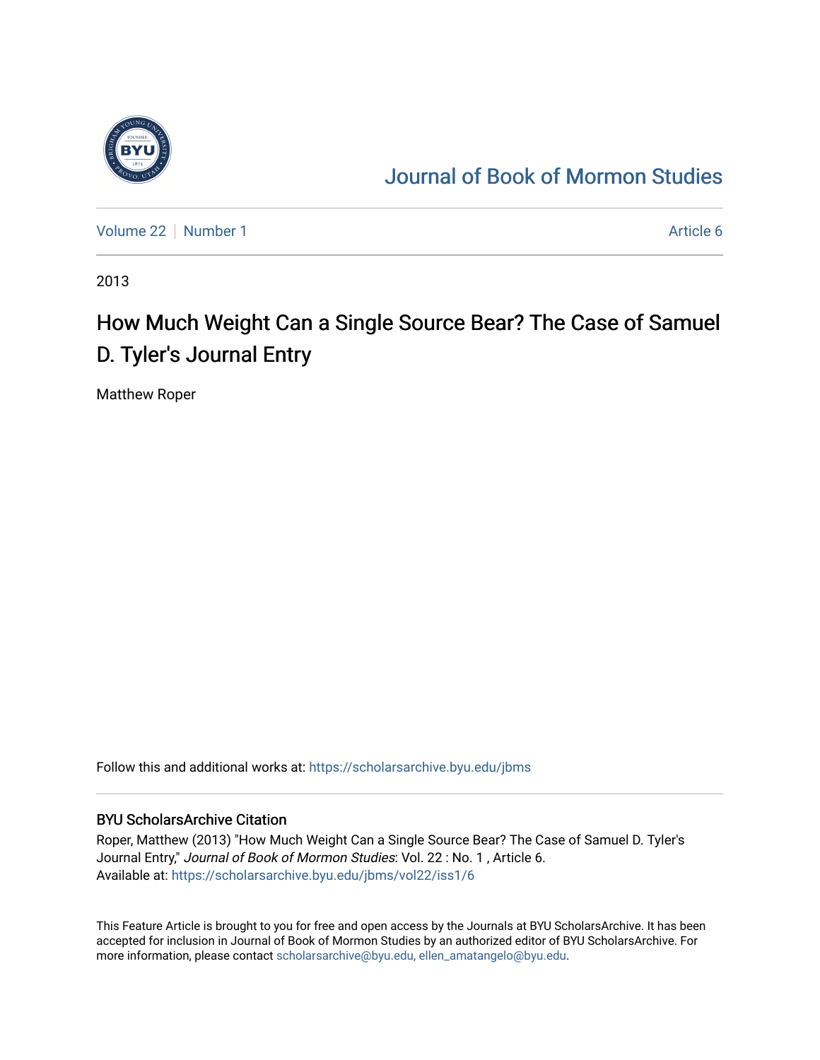Journal of Book of Mormon Studies

Volume 22 | Number 1 | Article 6

2013

# How Much Weight Can a Single Source Bear? The Case of Samuel D. Tyler's Journal Entry

Matthew Roper

Follow this and additional works at: https://scholarsarchive.byu.edu/jbms

## BYU ScholarsArchive Citation

Roper, Matthew (2013) "How Much Weight Can a Single Source Bear? The Case of Samuel D. Tyler's Journal Entry," *Journal of Book of Mormon Studies*: Vol. 22 : No. 1 , Article 6.
Available at: https://scholarsarchive.byu.edu/jbms/vol22/iss1/6

This Feature Article is brought to you for free and open access by the Journals at BYU ScholarsArchive. It has been accepted for inclusion in Journal of Book of Mormon Studies by an authorized editor of BYU ScholarsArchive. For more information, please contact scholarsarchive@byu.edu, ellen_amatangelo@byu.edu.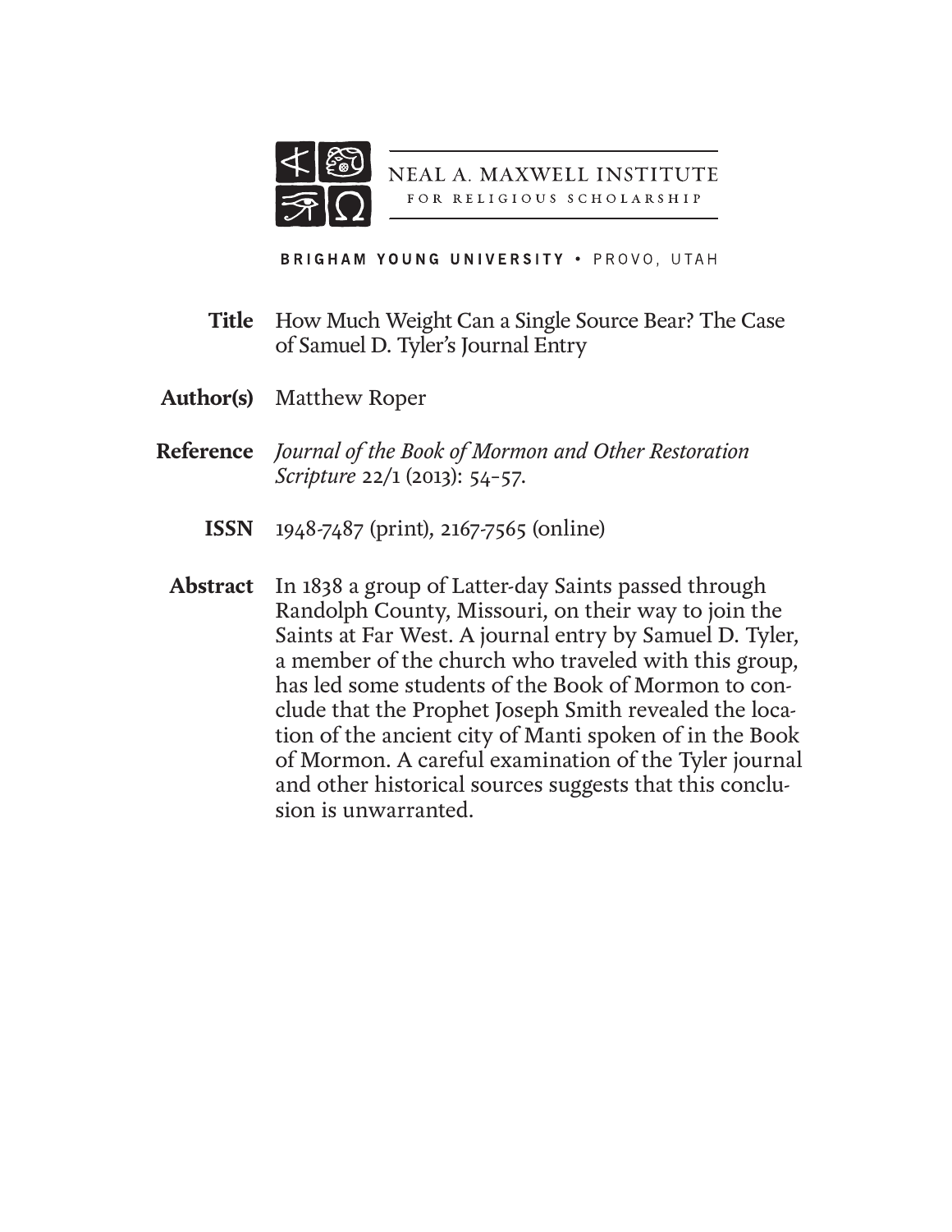NEAL A. MAXWELL INSTITUTE
FOR RELIGIOUS SCHOLARSHIP

BRIGHAM YOUNG UNIVERSITY • PROVO, UTAH

**Title** How Much Weight Can a Single Source Bear? The Case of Samuel D. Tyler's Journal Entry

**Author(s)** Matthew Roper

**Reference** *Journal of the Book of Mormon and Other Restoration Scripture* 22/1 (2013): 54–57.

**ISSN** 1948-7487 (print), 2167-7565 (online)

**Abstract** In 1838 a group of Latter-day Saints passed through Randolph County, Missouri, on their way to join the Saints at Far West. A journal entry by Samuel D. Tyler, a member of the church who traveled with this group, has led some students of the Book of Mormon to conclude that the Prophet Joseph Smith revealed the location of the ancient city of Manti spoken of in the Book of Mormon. A careful examination of the Tyler journal and other historical sources suggests that this conclusion is unwarranted.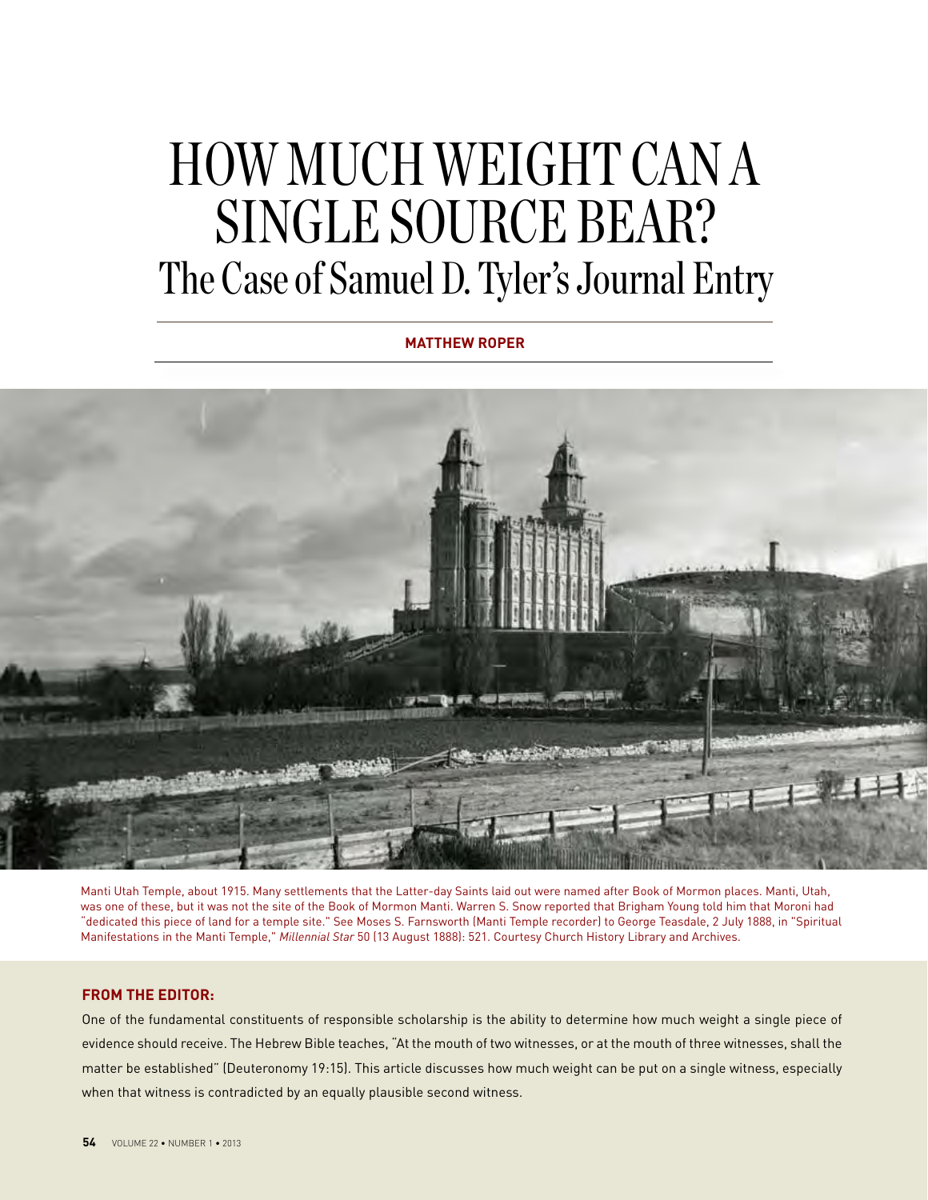# HOW MUCH WEIGHT CAN A SINGLE SOURCE BEAR?

## The Case of Samuel D. Tyler's Journal Entry

**MATTHEW ROPER**

Manti Utah Temple, about 1915. Many settlements that the Latter-day Saints laid out were named after Book of Mormon places. Manti, Utah, was one of these, but it was not the site of the Book of Mormon Manti. Warren S. Snow reported that Brigham Young told him that Moroni had "dedicated this piece of land for a temple site." See Moses S. Farnsworth (Manti Temple recorder) to George Teasdale, 2 July 1888, in "Spiritual Manifestations in the Manti Temple," *Millennial Star* 50 (13 August 1888): 521. Courtesy Church History Library and Archives.

**FROM THE EDITOR:**

One of the fundamental constituents of responsible scholarship is the ability to determine how much weight a single piece of evidence should receive. The Hebrew Bible teaches, "At the mouth of two witnesses, or at the mouth of three witnesses, shall the matter be established" (Deuteronomy 19:15). This article discusses how much weight can be put on a single witness, especially when that witness is contradicted by an equally plausible second witness.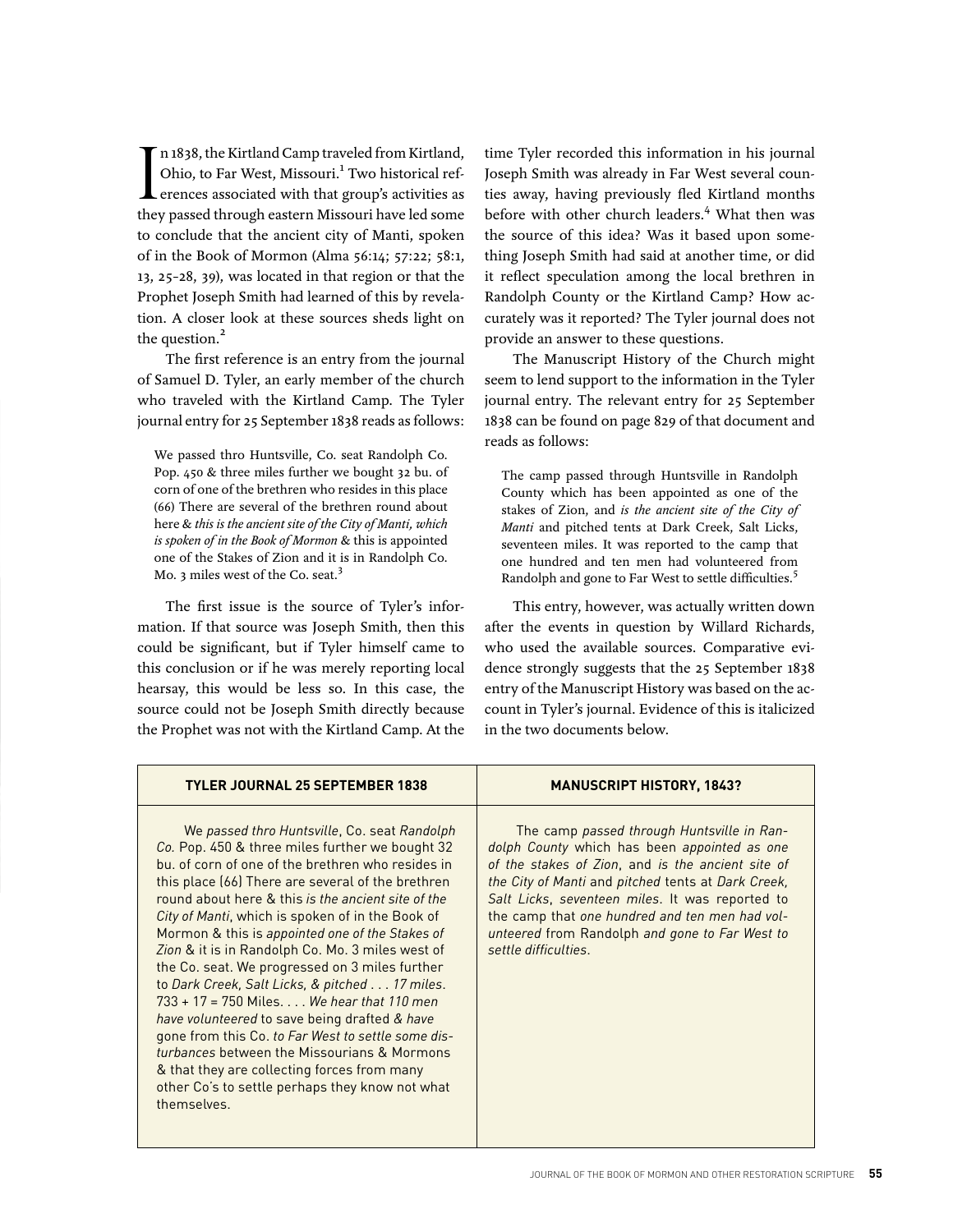In 1838, the Kirtland Camp traveled from Kirtland, Ohio, to Far West, Missouri.[1] Two historical references associated with that group's activities as they passed through eastern Missouri have led some to conclude that the ancient city of Manti, spoken of in the Book of Mormon (Alma 56:14; 57:22; 58:1, 13, 25–28, 39), was located in that region or that the Prophet Joseph Smith had learned of this by revelation. A closer look at these sources sheds light on the question.[2]

The first reference is an entry from the journal of Samuel D. Tyler, an early member of the church who traveled with the Kirtland Camp. The Tyler journal entry for 25 September 1838 reads as follows:

> We passed thro Huntsville, Co. seat Randolph Co. Pop. 450 & three miles further we bought 32 bu. of corn of one of the brethren who resides in this place (66) There are several of the brethren round about here & *this is the ancient site of the City of Manti, which is spoken of in the Book of Mormon* & this is appointed one of the Stakes of Zion and it is in Randolph Co. Mo. 3 miles west of the Co. seat.[3]

The first issue is the source of Tyler's information. If that source was Joseph Smith, then this could be significant, but if Tyler himself came to this conclusion or if he was merely reporting local hearsay, this would be less so. In this case, the source could not be Joseph Smith directly because the Prophet was not with the Kirtland Camp. At the time Tyler recorded this information in his journal Joseph Smith was already in Far West several counties away, having previously fled Kirtland months before with other church leaders.[4] What then was the source of this idea? Was it based upon something Joseph Smith had said at another time, or did it reflect speculation among the local brethren in Randolph County or the Kirtland Camp? How accurately was it reported? The Tyler journal does not provide an answer to these questions.

The Manuscript History of the Church might seem to lend support to the information in the Tyler journal entry. The relevant entry for 25 September 1838 can be found on page 829 of that document and reads as follows:

> The camp passed through Huntsville in Randolph County which has been appointed as one of the stakes of Zion, and *is the ancient site of the City of Manti* and pitched tents at Dark Creek, Salt Licks, seventeen miles. It was reported to the camp that one hundred and ten men had volunteered from Randolph and gone to Far West to settle difficulties.[5]

This entry, however, was actually written down after the events in question by Willard Richards, who used the available sources. Comparative evidence strongly suggests that the 25 September 1838 entry of the Manuscript History was based on the account in Tyler's journal. Evidence of this is italicized in the two documents below.

| TYLER JOURNAL 25 SEPTEMBER 1838 | MANUSCRIPT HISTORY, 1843? |
|---|---|
| We *passed thro Huntsville*, Co. seat *Randolph Co.* Pop. 450 & three miles further we bought 32 bu. of corn of one of the brethren who resides in this place (66) There are several of the brethren round about here & this *is the ancient site of the City of Manti*, which is spoken of in the Book of Mormon & this is *appointed one of the Stakes of Zion* & it is in Randolph Co. Mo. 3 miles west of the Co. seat. We progressed on 3 miles further to *Dark Creek, Salt Licks, & pitched . . . 17 miles*. 733 + 17 = 750 Miles. . . . *We hear that 110 men have volunteered* to save being drafted *& have* gone from this Co. *to Far West to settle some disturbances* between the Missourians & Mormons & that they are collecting forces from many other Co's to settle perhaps they know not what themselves. | The camp *passed through Huntsville in Randolph County* which has been *appointed as one of the stakes of Zion*, and *is the ancient site of the City of Manti* and *pitched* tents at *Dark Creek, Salt Licks*, *seventeen miles*. It was reported to the camp that *one hundred and ten men had volunteered* from Randolph *and gone to Far West to settle difficulties*. |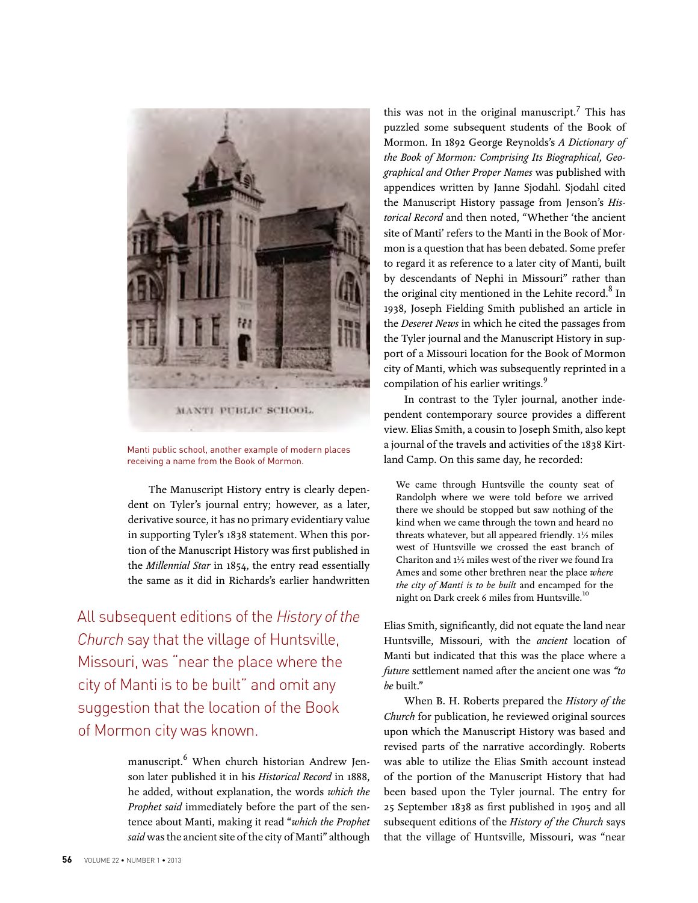Manti public school, another example of modern places receiving a name from the Book of Mormon.

The Manuscript History entry is clearly dependent on Tyler's journal entry; however, as a later, derivative source, it has no primary evidentiary value in supporting Tyler's 1838 statement. When this portion of the Manuscript History was first published in the *Millennial Star* in 1854, the entry read essentially the same as it did in Richards's earlier handwritten manuscript.[6] When church historian Andrew Jenson later published it in his *Historical Record* in 1888, he added, without explanation, the words *which the Prophet said* immediately before the part of the sentence about Manti, making it read "*which the Prophet said* was the ancient site of the city of Manti" although this was not in the original manuscript.[7] This has puzzled some subsequent students of the Book of Mormon. In 1892 George Reynolds's *A Dictionary of the Book of Mormon: Comprising Its Biographical, Geographical and Other Proper Names* was published with appendices written by Janne Sjodahl. Sjodahl cited the Manuscript History passage from Jenson's *Historical Record* and then noted, "Whether 'the ancient site of Manti' refers to the Manti in the Book of Mormon is a question that has been debated. Some prefer to regard it as reference to a later city of Manti, built by descendants of Nephi in Missouri" rather than the original city mentioned in the Lehite record.[8] In 1938, Joseph Fielding Smith published an article in the *Deseret News* in which he cited the passages from the Tyler journal and the Manuscript History in support of a Missouri location for the Book of Mormon city of Manti, which was subsequently reprinted in a compilation of his earlier writings.[9]

In contrast to the Tyler journal, another independent contemporary source provides a different view. Elias Smith, a cousin to Joseph Smith, also kept a journal of the travels and activities of the 1838 Kirtland Camp. On this same day, he recorded:

> We came through Huntsville the county seat of Randolph where we were told before we arrived there we should be stopped but saw nothing of the kind when we came through the town and heard no threats whatever, but all appeared friendly. 1½ miles west of Huntsville we crossed the east branch of Chariton and 1½ miles west of the river we found Ira Ames and some other brethren near the place *where the city of Manti is to be built* and encamped for the night on Dark creek 6 miles from Huntsville.[10]

Elias Smith, significantly, did not equate the land near Huntsville, Missouri, with the *ancient* location of Manti but indicated that this was the place where a *future* settlement named after the ancient one was *"to be* built."

When B. H. Roberts prepared the *History of the Church* for publication, he reviewed original sources upon which the Manuscript History was based and revised parts of the narrative accordingly. Roberts was able to utilize the Elias Smith account instead of the portion of the Manuscript History that had been based upon the Tyler journal. The entry for 25 September 1838 as first published in 1905 and all subsequent editions of the *History of the Church* says that the village of Huntsville, Missouri, was "near

All subsequent editions of the *History of the Church* say that the village of Huntsville, Missouri, was "near the place where the city of Manti is to be built" and omit any suggestion that the location of the Book of Mormon city was known.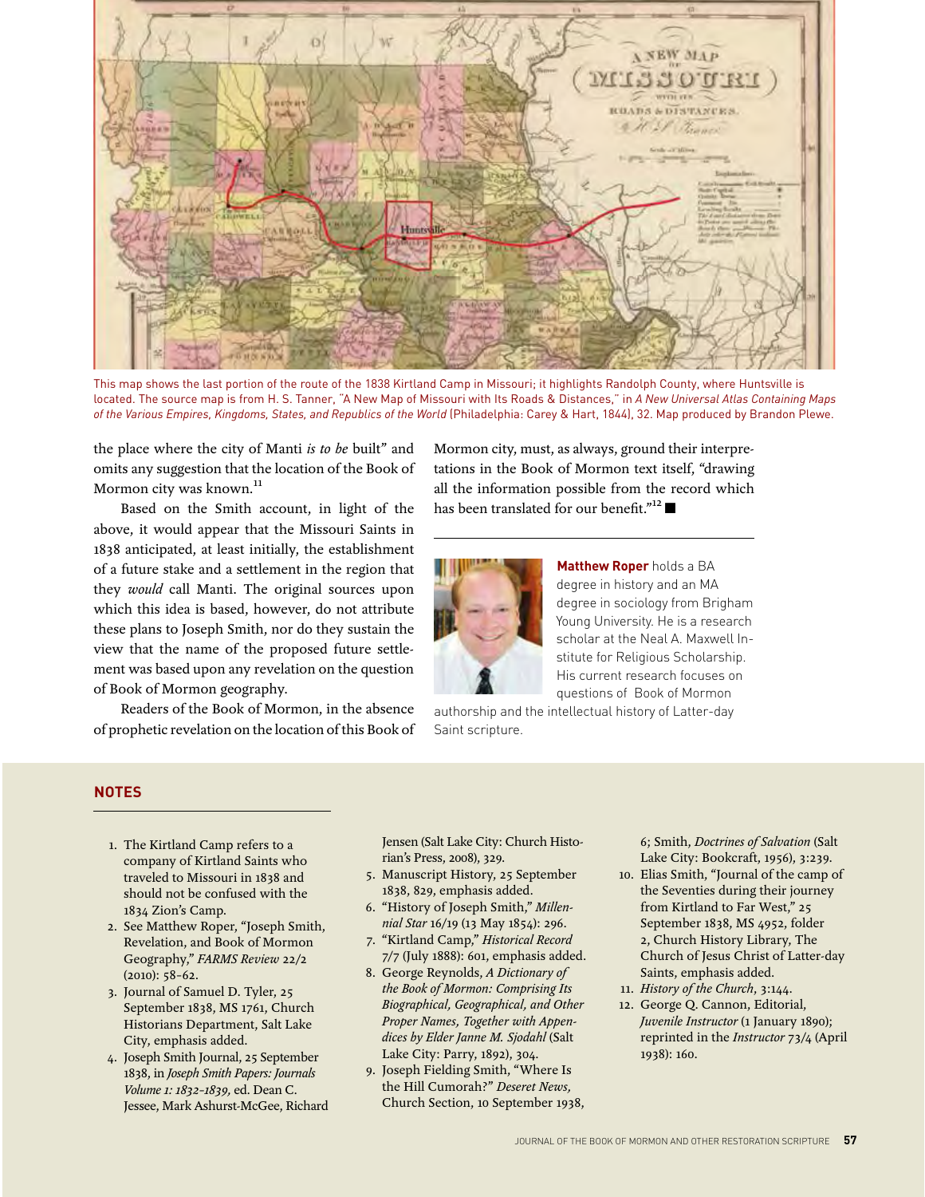This map shows the last portion of the route of the 1838 Kirtland Camp in Missouri; it highlights Randolph County, where Huntsville is located. The source map is from H. S. Tanner, "A New Map of Missouri with Its Roads & Distances," in *A New Universal Atlas Containing Maps of the Various Empires, Kingdoms, States, and Republics of the World* (Philadelphia: Carey & Hart, 1844), 32. Map produced by Brandon Plewe.

the place where the city of Manti *is to be* built" and omits any suggestion that the location of the Book of Mormon city was known.[11]

Based on the Smith account, in light of the above, it would appear that the Missouri Saints in 1838 anticipated, at least initially, the establishment of a future stake and a settlement in the region that they *would* call Manti. The original sources upon which this idea is based, however, do not attribute these plans to Joseph Smith, nor do they sustain the view that the name of the proposed future settlement was based upon any revelation on the question of Book of Mormon geography.

Readers of the Book of Mormon, in the absence of prophetic revelation on the location of this Book of Mormon city, must, as always, ground their interpretations in the Book of Mormon text itself, "drawing all the information possible from the record which has been translated for our benefit."[12] ■

**Matthew Roper** holds a BA degree in history and an MA degree in sociology from Brigham Young University. He is a research scholar at the Neal A. Maxwell Institute for Religious Scholarship. His current research focuses on questions of Book of Mormon authorship and the intellectual history of Latter-day Saint scripture.

## NOTES

1. The Kirtland Camp refers to a company of Kirtland Saints who traveled to Missouri in 1838 and should not be confused with the 1834 Zion's Camp.
2. See Matthew Roper, "Joseph Smith, Revelation, and Book of Mormon Geography," *FARMS Review* 22/2 (2010): 58–62.
3. Journal of Samuel D. Tyler, 25 September 1838, MS 1761, Church Historians Department, Salt Lake City, emphasis added.
4. Joseph Smith Journal, 25 September 1838, in *Joseph Smith Papers: Journals Volume 1: 1832–1839*, ed. Dean C. Jessee, Mark Ashurst-McGee, Richard Jensen (Salt Lake City: Church Historian's Press, 2008), 329.
5. Manuscript History, 25 September 1838, 829, emphasis added.
6. "History of Joseph Smith," *Millennial Star* 16/19 (13 May 1854): 296.
7. "Kirtland Camp," *Historical Record* 7/7 (July 1888): 601, emphasis added.
8. George Reynolds, *A Dictionary of the Book of Mormon: Comprising Its Biographical, Geographical, and Other Proper Names, Together with Appendices by Elder Janne M. Sjodahl* (Salt Lake City: Parry, 1892), 304.
9. Joseph Fielding Smith, "Where Is the Hill Cumorah?" *Deseret News*, Church Section, 10 September 1938, 6; Smith, *Doctrines of Salvation* (Salt Lake City: Bookcraft, 1956), 3:239.
10. Elias Smith, "Journal of the camp of the Seventies during their journey from Kirtland to Far West," 25 September 1838, MS 4952, folder 2, Church History Library, The Church of Jesus Christ of Latter-day Saints, emphasis added.
11. *History of the Church*, 3:144.
12. George Q. Cannon, Editorial, *Juvenile Instructor* (1 January 1890); reprinted in the *Instructor* 73/4 (April 1938): 160.